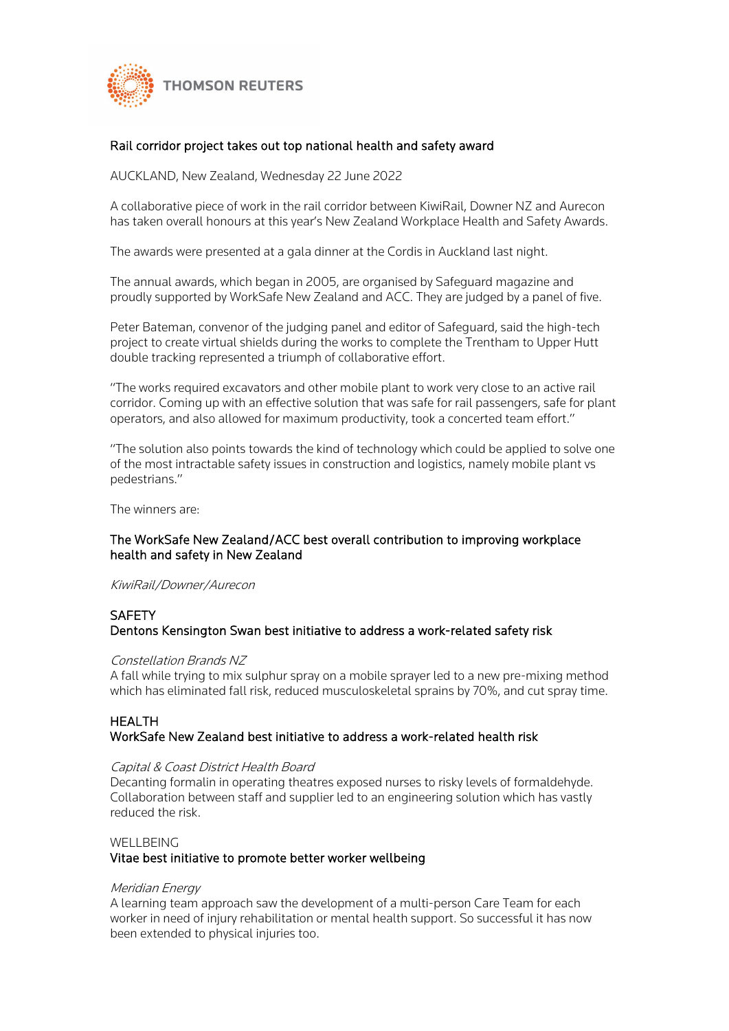THOMSON REUTERS

# Rail corridor project takes out top national health and safety award

AUCKLAND, New Zealand, Wednesday 22 June 2022

A collaborative piece of work in the rail corridor between KiwiRail, Downer NZ and Aurecon has taken overall honours at this year's New Zealand Workplace Health and Safety Awards.

The awards were presented at a gala dinner at the Cordis in Auckland last night.

The annual awards, which began in 2005, are organised by Safeguard magazine and proudly supported by WorkSafe New Zealand and ACC. They are judged by a panel of five.

Peter Bateman, convenor of the judging panel and editor of Safeguard, said the high-tech project to create virtual shields during the works to complete the Trentham to Upper Hutt double tracking represented a triumph of collaborative effort.

"The works required excavators and other mobile plant to work very close to an active rail corridor. Coming up with an effective solution that was safe for rail passengers, safe for plant operators, and also allowed for maximum productivity, took a concerted team effort."

"The solution also points towards the kind of technology which could be applied to solve one of the most intractable safety issues in construction and logistics, namely mobile plant vs pedestrians."

The winners are:

## The WorkSafe New Zealand/ACC best overall contribution to improving workplace health and safety in New Zealand

*KiwiRail/Downer/Aurecon*

## SAFETY
### Dentons Kensington Swan best initiative to address a work-related safety risk

*Constellation Brands NZ*
A fall while trying to mix sulphur spray on a mobile sprayer led to a new pre-mixing method which has eliminated fall risk, reduced musculoskeletal sprains by 70%, and cut spray time.

## HEALTH
### WorkSafe New Zealand best initiative to address a work-related health risk

*Capital & Coast District Health Board*
Decanting formalin in operating theatres exposed nurses to risky levels of formaldehyde. Collaboration between staff and supplier led to an engineering solution which has vastly reduced the risk.

## WELLBEING
### Vitae best initiative to promote better worker wellbeing

*Meridian Energy*
A learning team approach saw the development of a multi-person Care Team for each worker in need of injury rehabilitation or mental health support. So successful it has now been extended to physical injuries too.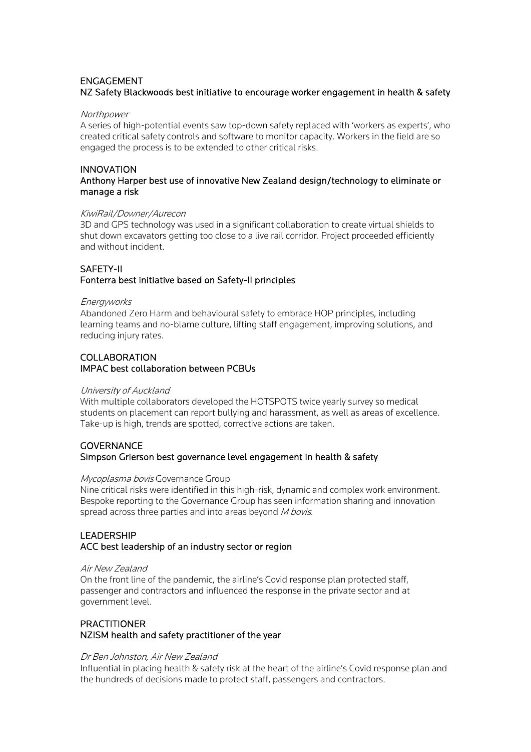## ENGAGEMENT

### NZ Safety Blackwoods best initiative to encourage worker engagement in health & safety

*Northpower*

A series of high-potential events saw top-down safety replaced with 'workers as experts', who created critical safety controls and software to monitor capacity. Workers in the field are so engaged the process is to be extended to other critical risks.

## INNOVATION

### Anthony Harper best use of innovative New Zealand design/technology to eliminate or manage a risk

*KiwiRail/Downer/Aurecon*

3D and GPS technology was used in a significant collaboration to create virtual shields to shut down excavators getting too close to a live rail corridor. Project proceeded efficiently and without incident.

## SAFETY-II

### Fonterra best initiative based on Safety-II principles

*Energyworks*

Abandoned Zero Harm and behavioural safety to embrace HOP principles, including learning teams and no-blame culture, lifting staff engagement, improving solutions, and reducing injury rates.

## COLLABORATION

### IMPAC best collaboration between PCBUs

*University of Auckland*

With multiple collaborators developed the HOTSPOTS twice yearly survey so medical students on placement can report bullying and harassment, as well as areas of excellence. Take-up is high, trends are spotted, corrective actions are taken.

## GOVERNANCE

### Simpson Grierson best governance level engagement in health & safety

*Mycoplasma bovis* Governance Group

Nine critical risks were identified in this high-risk, dynamic and complex work environment. Bespoke reporting to the Governance Group has seen information sharing and innovation spread across three parties and into areas beyond *M bovis*.

## LEADERSHIP

### ACC best leadership of an industry sector or region

*Air New Zealand*

On the front line of the pandemic, the airline's Covid response plan protected staff, passenger and contractors and influenced the response in the private sector and at government level.

## PRACTITIONER

### NZISM health and safety practitioner of the year

*Dr Ben Johnston, Air New Zealand*

Influential in placing health & safety risk at the heart of the airline's Covid response plan and the hundreds of decisions made to protect staff, passengers and contractors.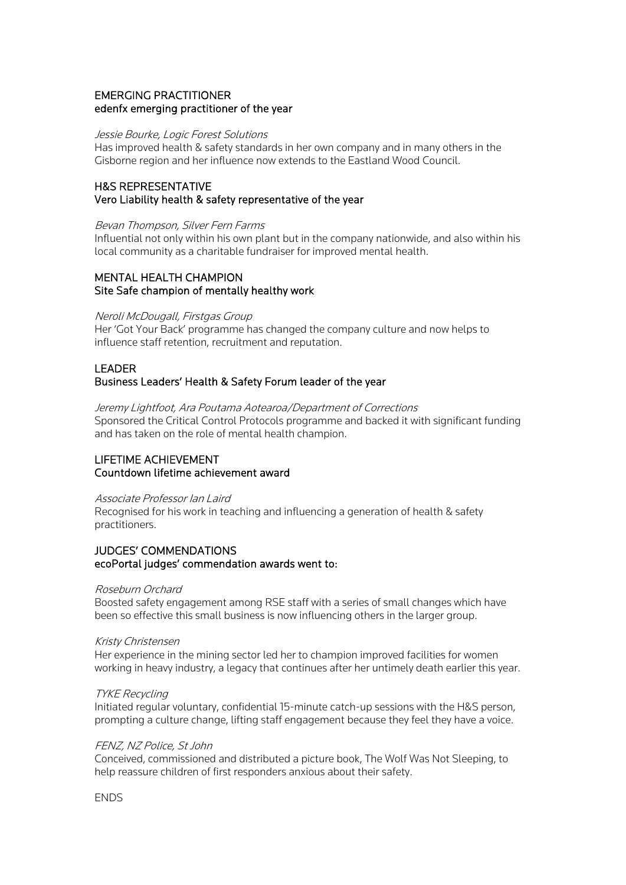## EMERGING PRACTITIONER
### edenfx emerging practitioner of the year

*Jessie Bourke, Logic Forest Solutions*

Has improved health & safety standards in her own company and in many others in the Gisborne region and her influence now extends to the Eastland Wood Council.

## H&S REPRESENTATIVE
### Vero Liability health & safety representative of the year

*Bevan Thompson, Silver Fern Farms*

Influential not only within his own plant but in the company nationwide, and also within his local community as a charitable fundraiser for improved mental health.

## MENTAL HEALTH CHAMPION
### Site Safe champion of mentally healthy work

*Neroli McDougall, Firstgas Group*

Her 'Got Your Back' programme has changed the company culture and now helps to influence staff retention, recruitment and reputation.

## LEADER
### Business Leaders' Health & Safety Forum leader of the year

*Jeremy Lightfoot, Ara Poutama Aotearoa/Department of Corrections*

Sponsored the Critical Control Protocols programme and backed it with significant funding and has taken on the role of mental health champion.

## LIFETIME ACHIEVEMENT
### Countdown lifetime achievement award

*Associate Professor Ian Laird*

Recognised for his work in teaching and influencing a generation of health & safety practitioners.

## JUDGES' COMMENDATIONS
### ecoPortal judges' commendation awards went to:

*Roseburn Orchard*

Boosted safety engagement among RSE staff with a series of small changes which have been so effective this small business is now influencing others in the larger group.

*Kristy Christensen*

Her experience in the mining sector led her to champion improved facilities for women working in heavy industry, a legacy that continues after her untimely death earlier this year.

*TYKE Recycling*

Initiated regular voluntary, confidential 15-minute catch-up sessions with the H&S person, prompting a culture change, lifting staff engagement because they feel they have a voice.

*FENZ, NZ Police, St John*

Conceived, commissioned and distributed a picture book, The Wolf Was Not Sleeping, to help reassure children of first responders anxious about their safety.

ENDS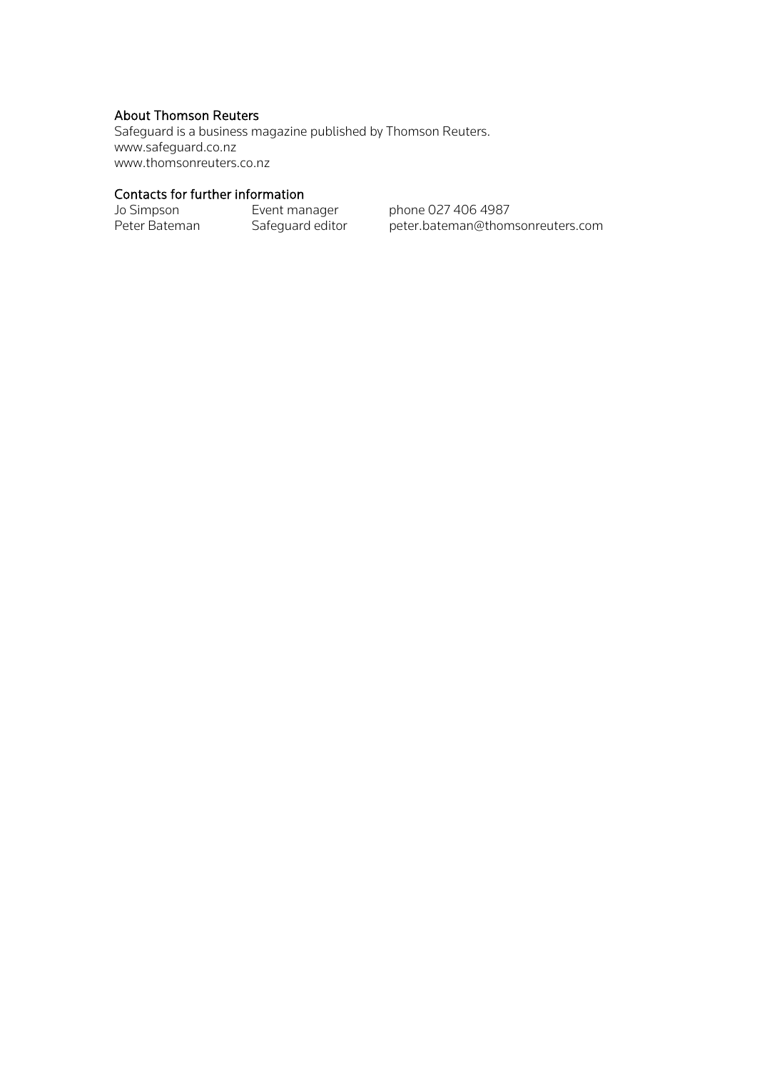**About Thomson Reuters**
Safeguard is a business magazine published by Thomson Reuters.
www.safeguard.co.nz
www.thomsonreuters.co.nz

**Contacts for further information**

| | | |
|---|---|---|
| Jo Simpson | Event manager | phone 027 406 4987 |
| Peter Bateman | Safeguard editor | peter.bateman@thomsonreuters.com |